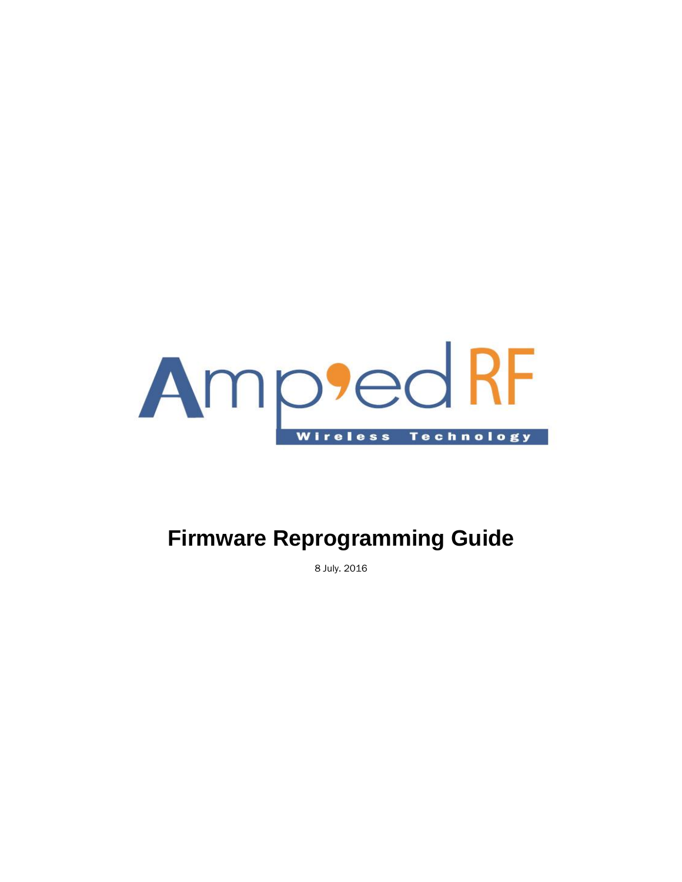# Firmware Reprogramming Guide

8 July. 2016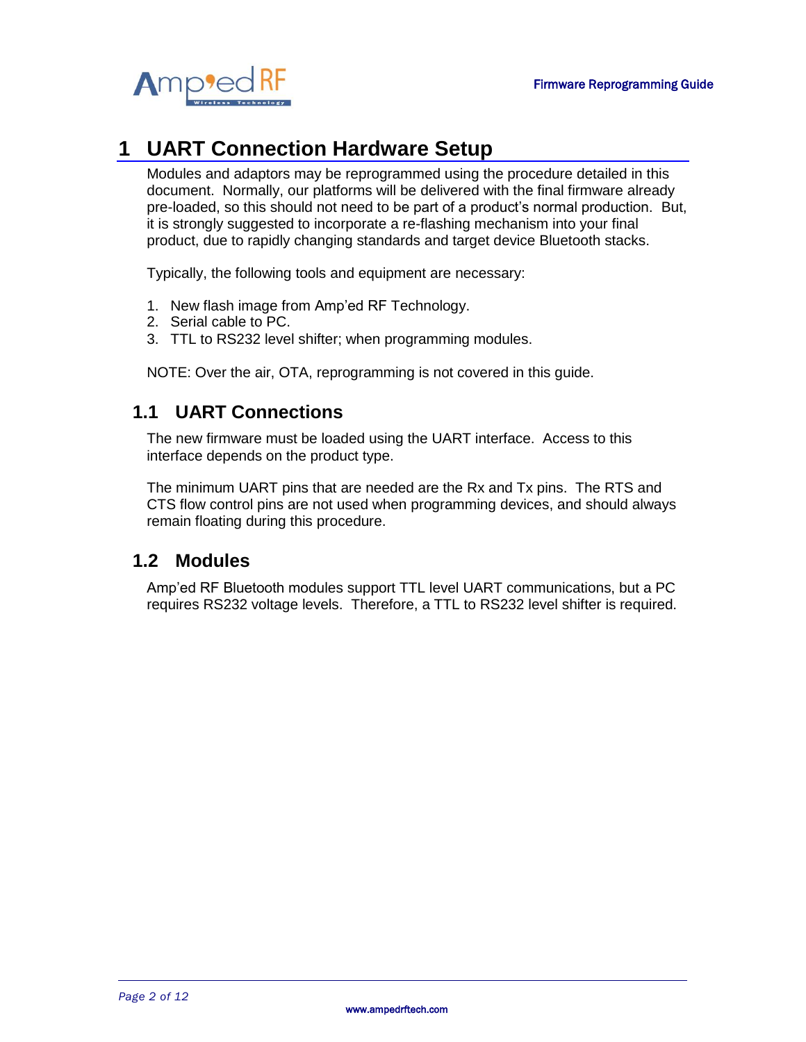# 1 UART Connection Hardware Setup

Modules and adaptors may be reprogrammed using the procedure detailed in this document. Normally, our platforms will be delivered with the final firmware already pre-loaded, so this should not need to be part of a product's normal production. But, it is strongly suggested to incorporate a re-flashing mechanism into your final product, due to rapidly changing standards and target device Bluetooth stacks.

Typically, the following tools and equipment are necessary:

1. New flash image from Amp'ed RF Technology.
2. Serial cable to PC.
3. TTL to RS232 level shifter; when programming modules.

NOTE: Over the air, OTA, reprogramming is not covered in this guide.

## 1.1 UART Connections

The new firmware must be loaded using the UART interface. Access to this interface depends on the product type.

The minimum UART pins that are needed are the Rx and Tx pins. The RTS and CTS flow control pins are not used when programming devices, and should always remain floating during this procedure.

## 1.2 Modules

Amp'ed RF Bluetooth modules support TTL level UART communications, but a PC requires RS232 voltage levels. Therefore, a TTL to RS232 level shifter is required.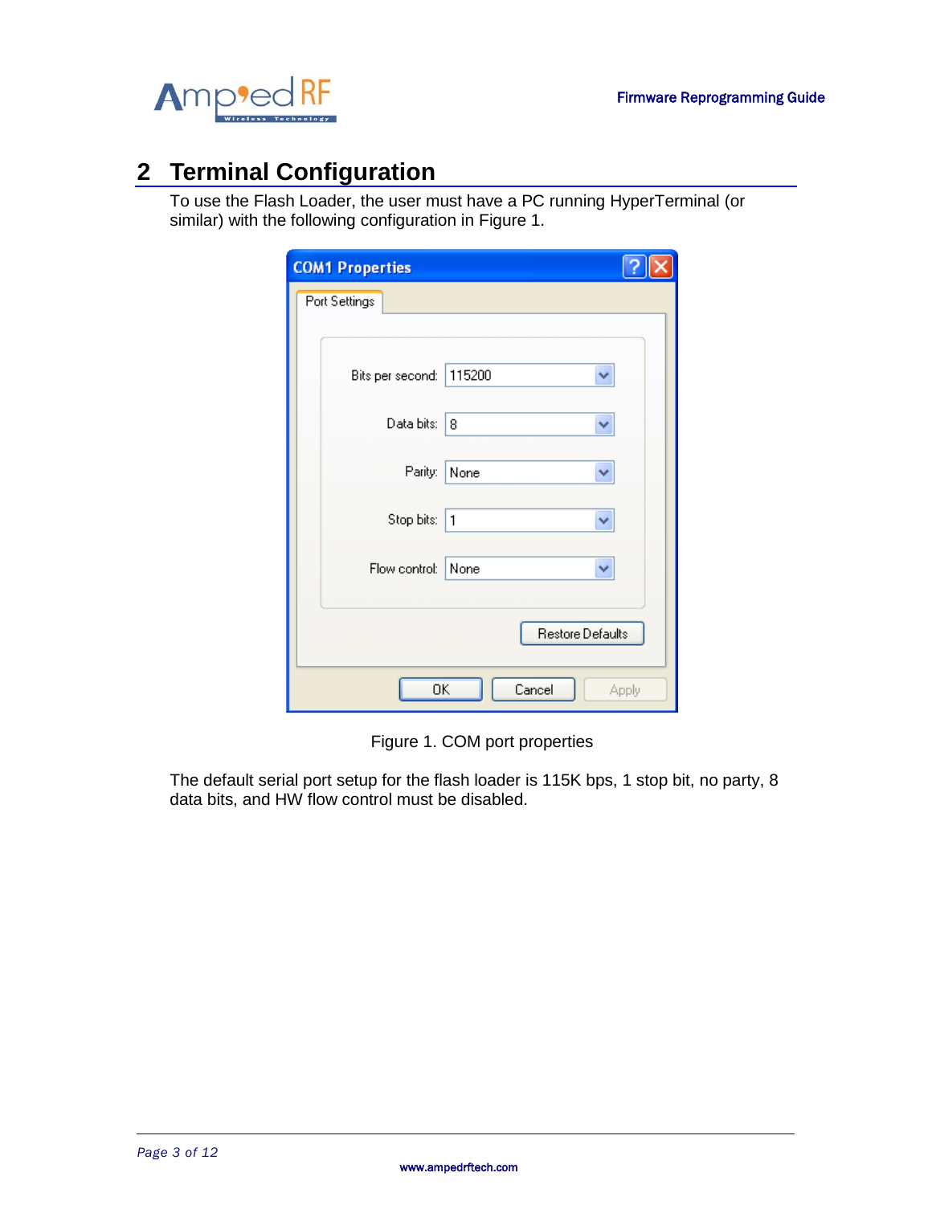## 2 Terminal Configuration

To use the Flash Loader, the user must have a PC running HyperTerminal (or similar) with the following configuration in Figure 1.

Figure 1. COM port properties

The default serial port setup for the flash loader is 115K bps, 1 stop bit, no party, 8 data bits, and HW flow control must be disabled.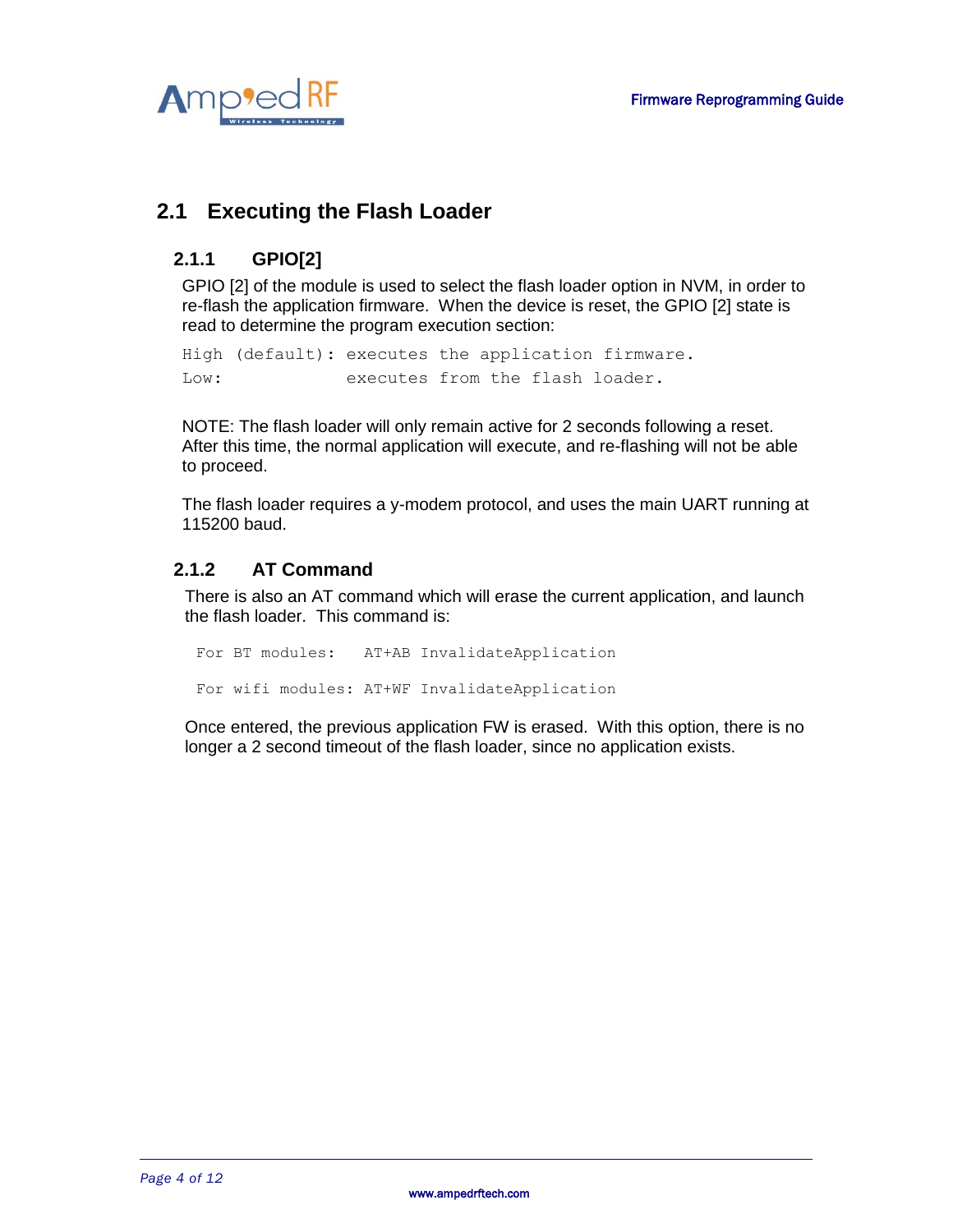## 2.1 Executing the Flash Loader

### 2.1.1 GPIO[2]

GPIO [2] of the module is used to select the flash loader option in NVM, in order to re-flash the application firmware. When the device is reset, the GPIO [2] state is read to determine the program execution section:

```
High (default): executes the application firmware.
Low:            executes from the flash loader.
```

NOTE: The flash loader will only remain active for 2 seconds following a reset. After this time, the normal application will execute, and re-flashing will not be able to proceed.

The flash loader requires a y-modem protocol, and uses the main UART running at 115200 baud.

### 2.1.2 AT Command

There is also an AT command which will erase the current application, and launch the flash loader. This command is:

```
For BT modules:   AT+AB InvalidateApplication

For wifi modules: AT+WF InvalidateApplication
```

Once entered, the previous application FW is erased. With this option, there is no longer a 2 second timeout of the flash loader, since no application exists.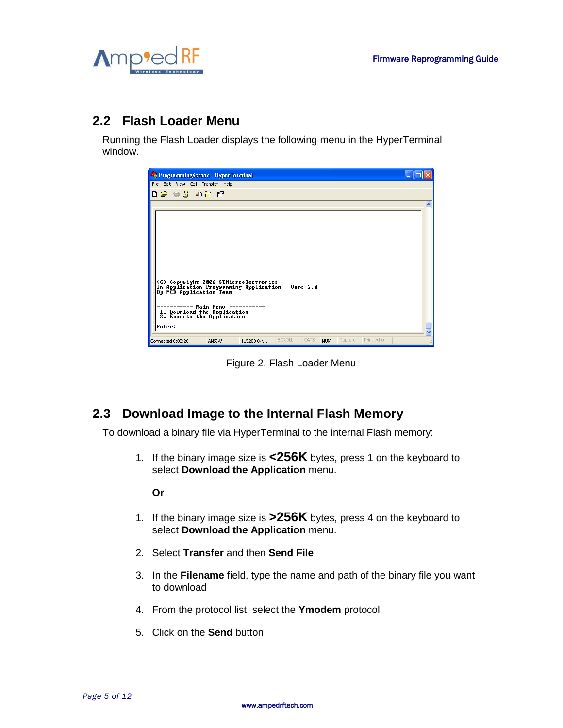## 2.2 Flash Loader Menu

Running the Flash Loader displays the following menu in the HyperTerminal window.

```
(C) Copyright 2006 STMicroelectronics
In-Application Programming Application - Vers 2.0
By MCD Application Team

----------- Main Menu -----------
 1. Download the Application
 2. Execute the Application
=================================
Enter:
```

Figure 2. Flash Loader Menu

## 2.3 Download Image to the Internal Flash Memory

To download a binary file via HyperTerminal to the internal Flash memory:

1. If the binary image size is **<256K** bytes, press 1 on the keyboard to select **Download the Application** menu.

   **Or**

1. If the binary image size is **>256K** bytes, press 4 on the keyboard to select **Download the Application** menu.
2. Select **Transfer** and then **Send File**
3. In the **Filename** field, type the name and path of the binary file you want to download
4. From the protocol list, select the **Ymodem** protocol
5. Click on the **Send** button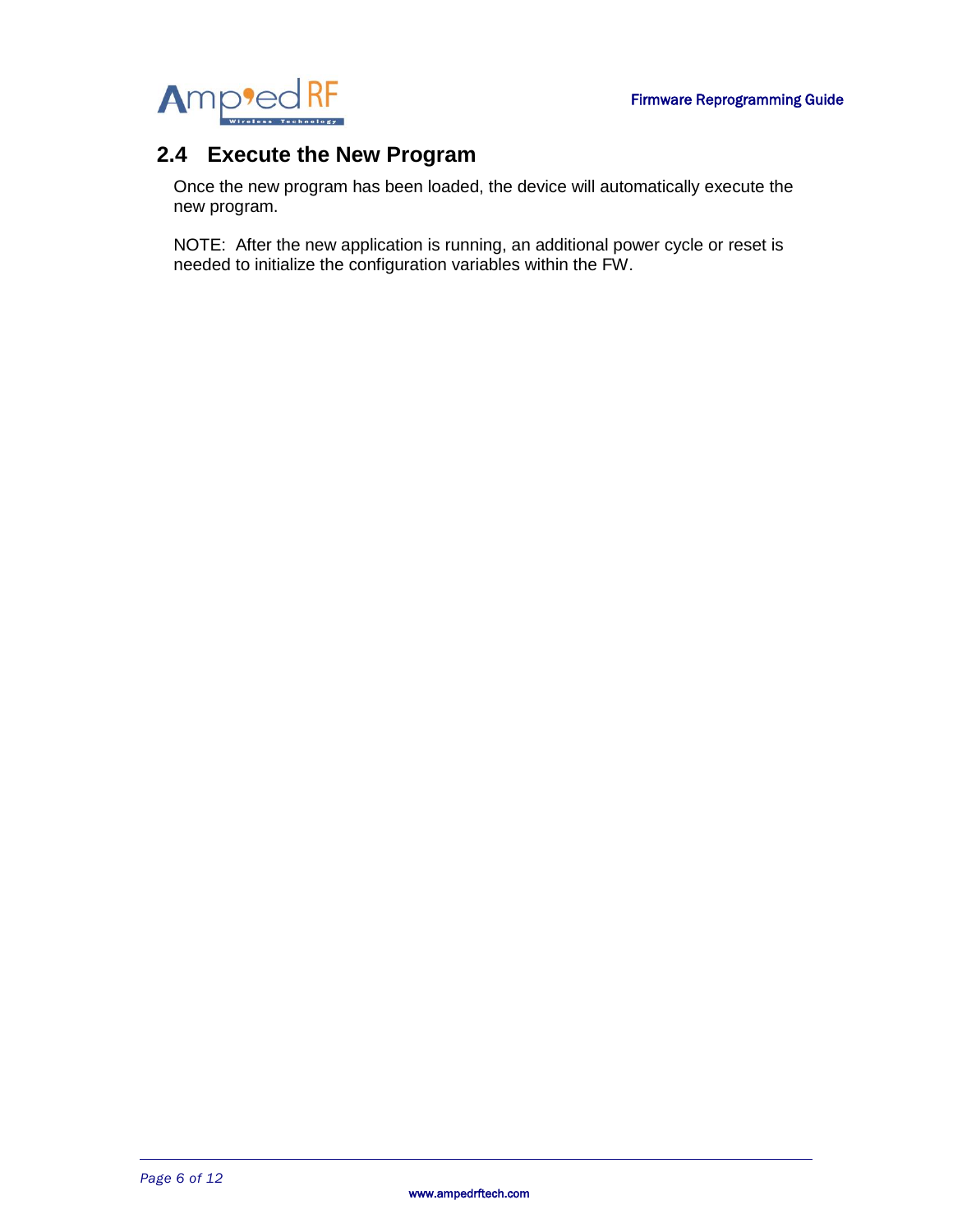## 2.4 Execute the New Program

Once the new program has been loaded, the device will automatically execute the new program.

NOTE: After the new application is running, an additional power cycle or reset is needed to initialize the configuration variables within the FW.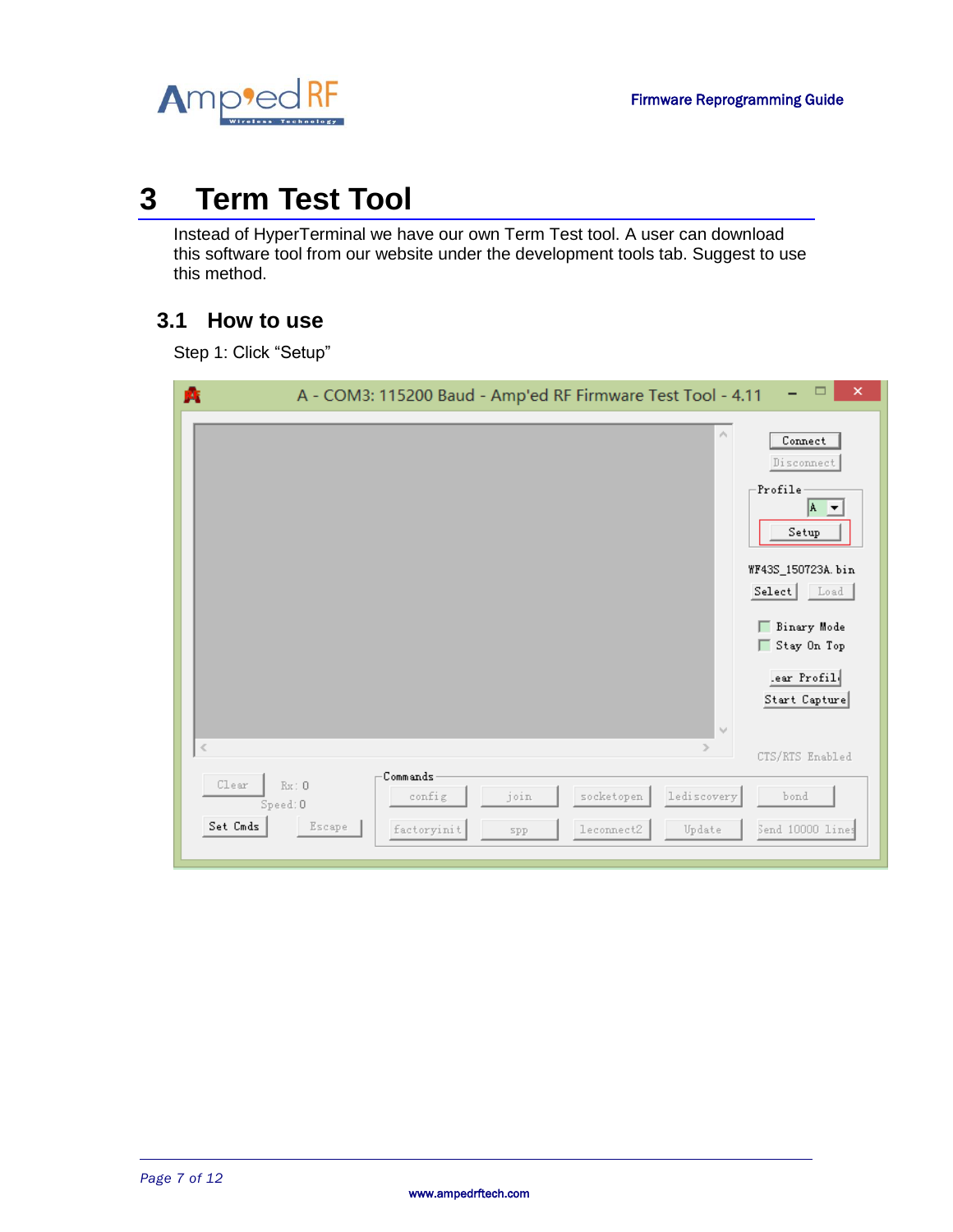# 3 Term Test Tool

Instead of HyperTerminal we have our own Term Test tool. A user can download this software tool from our website under the development tools tab. Suggest to use this method.

## 3.1 How to use

Step 1: Click "Setup"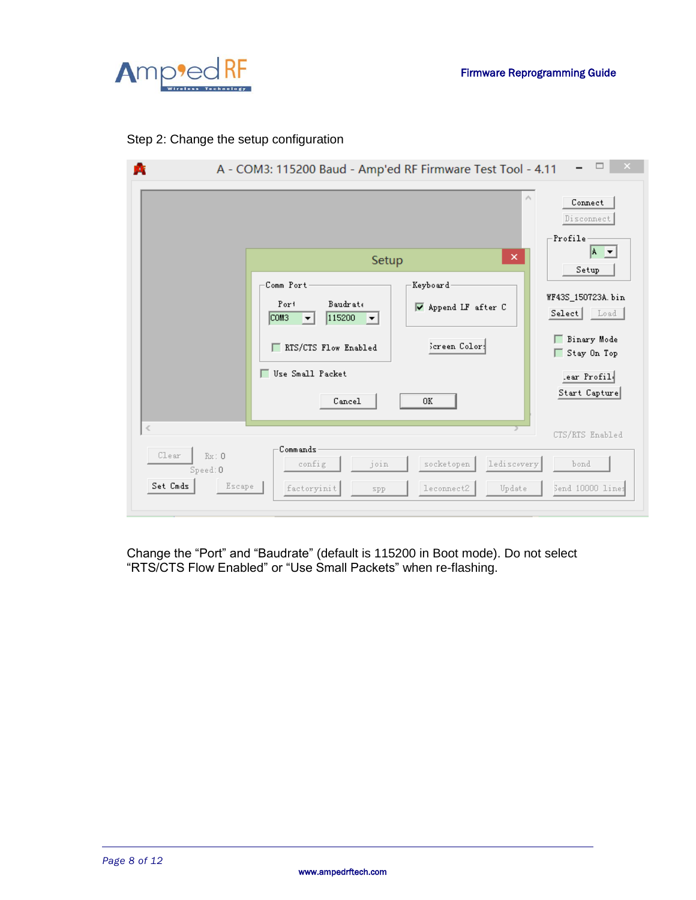Step 2: Change the setup configuration

Change the “Port” and “Baudrate” (default is 115200 in Boot mode). Do not select “RTS/CTS Flow Enabled” or “Use Small Packets” when re-flashing.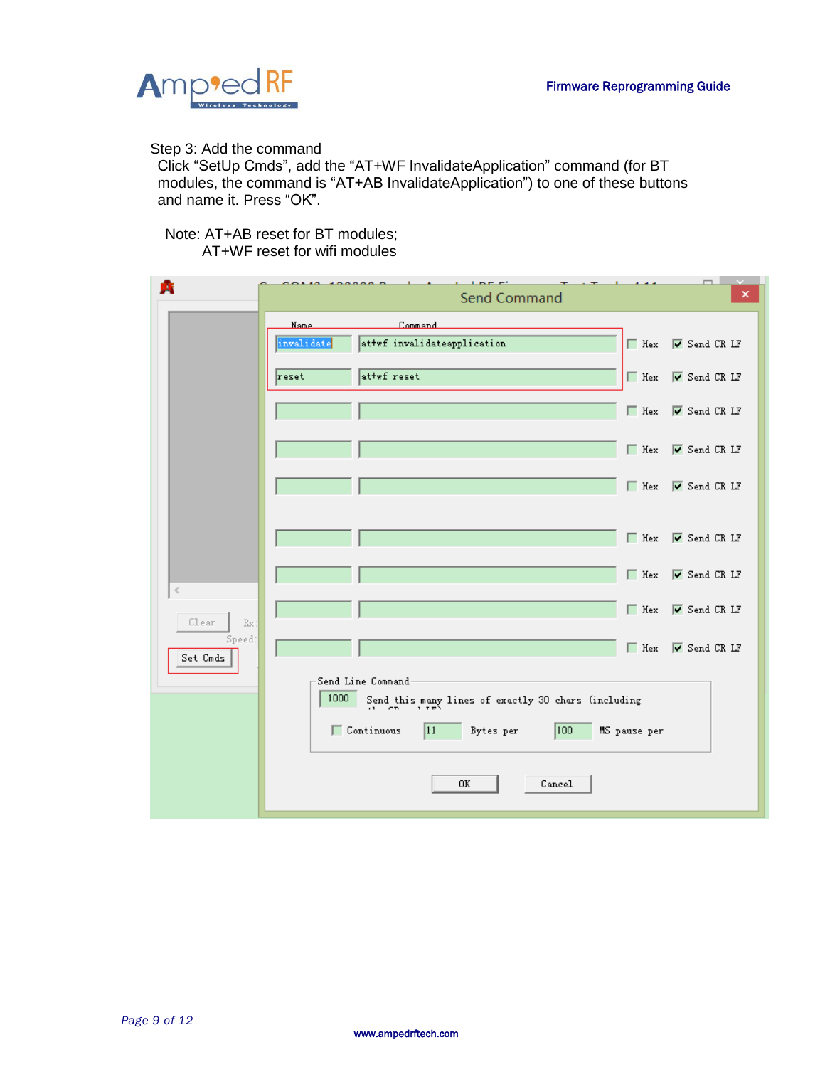Step 3: Add the command

Click “SetUp Cmds”, add the “AT+WF InvalidateApplication” command (for BT modules, the command is “AT+AB InvalidateApplication”) to one of these buttons and name it. Press “OK”.

Note: AT+AB reset for BT modules;
AT+WF reset for wifi modules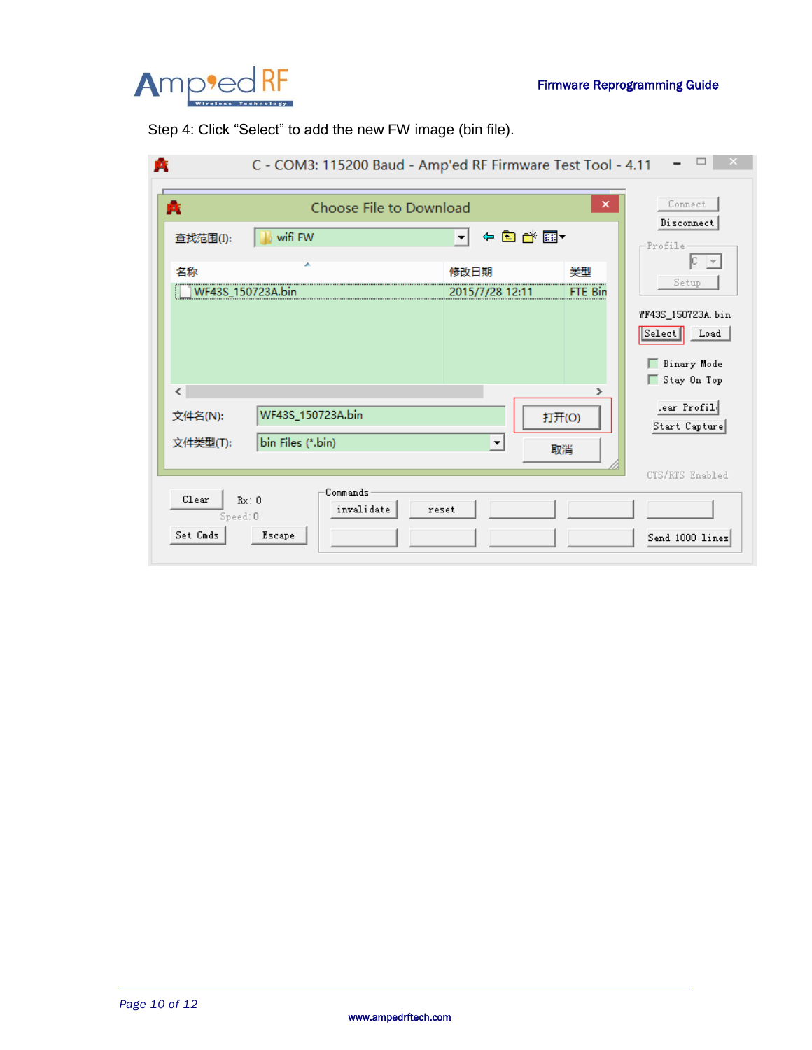Step 4: Click “Select” to add the new FW image (bin file).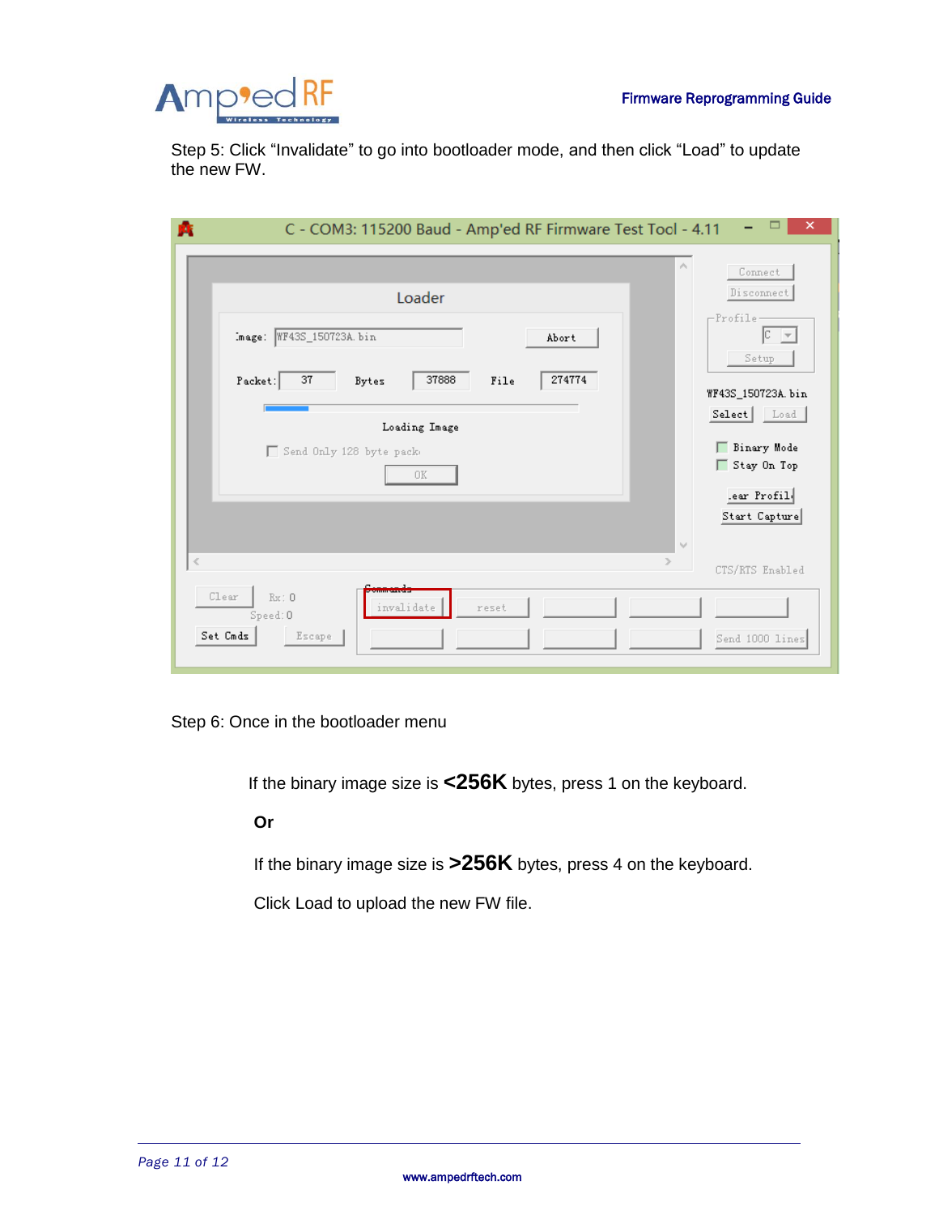Step 5: Click “Invalidate” to go into bootloader mode, and then click “Load” to update the new FW.

Step 6: Once in the bootloader menu

If the binary image size is **<256K** bytes, press 1 on the keyboard.

**Or**

If the binary image size is **>256K** bytes, press 4 on the keyboard.

Click Load to upload the new FW file.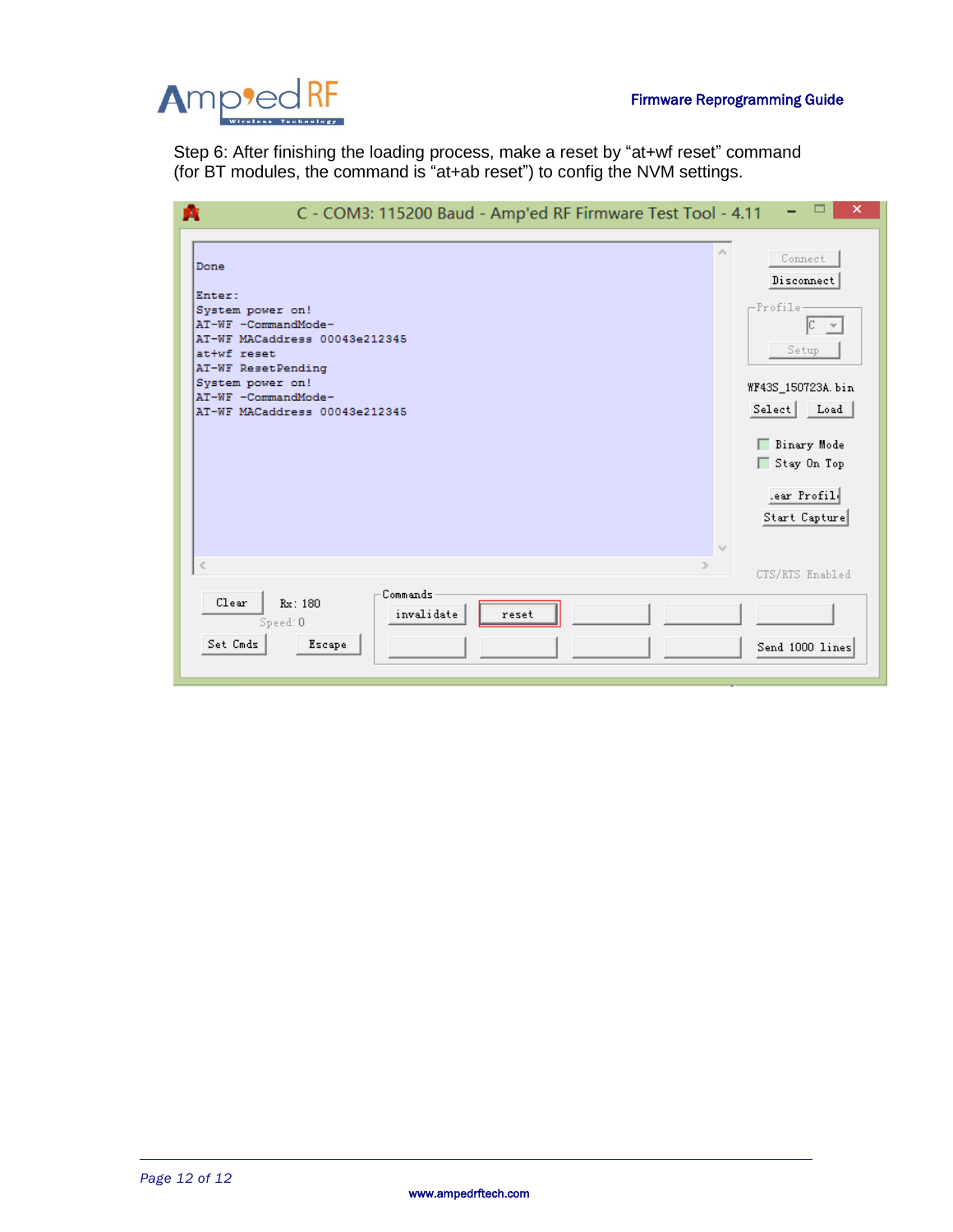Step 6: After finishing the loading process, make a reset by “at+wf reset” command (for BT modules, the command is “at+ab reset”) to config the NVM settings.

C - COM3: 115200 Baud - Amp'ed RF Firmware Test Tool - 4.11

```
Done

Enter:
System power on!
AT-WF -CommandMode-
AT-WF MACaddress 00043e212345
at+wf reset
AT-WF ResetPending
System power on!
AT-WF -CommandMode-
AT-WF MACaddress 00043e212345
```

Connect
Disconnect
Profile
C
Setup
WF43S_150723A.bin
Select
Load
Binary Mode
Stay On Top
.ear Profil
Start Capture
CTS/RTS Enabled
Clear
Rx: 180
Speed: 0
Set Cmds
Escape
Commands
invalidate
reset
Send 1000 lines

www.ampedrftech.com